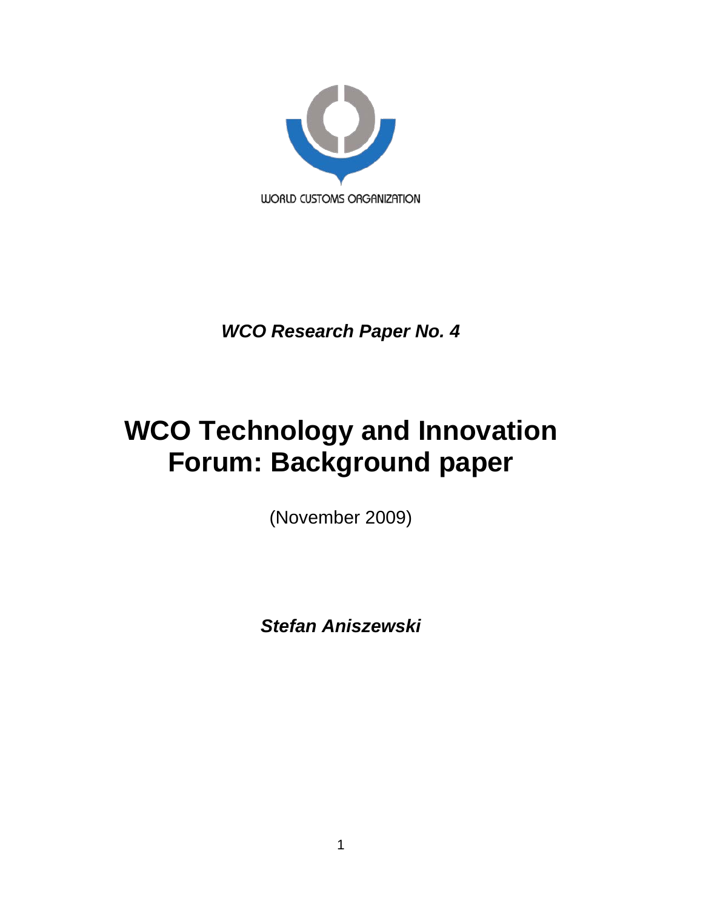WORLD CUSTOMS ORGANIZATION

***WCO Research Paper No. 4***

# WCO Technology and Innovation Forum: Background paper

(November 2009)

***Stefan Aniszewski***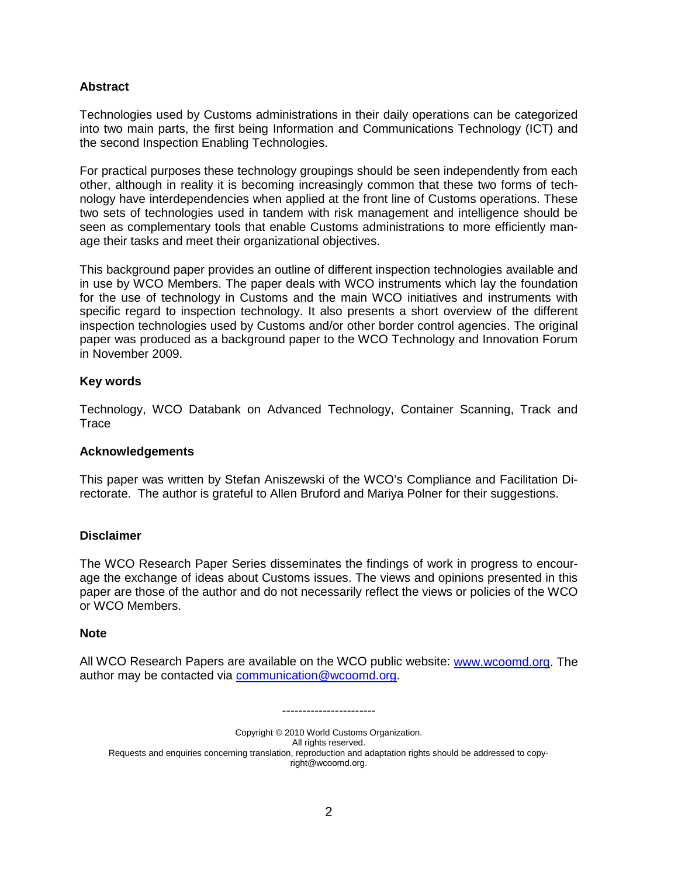### Abstract

Technologies used by Customs administrations in their daily operations can be categorized into two main parts, the first being Information and Communications Technology (ICT) and the second Inspection Enabling Technologies.

For practical purposes these technology groupings should be seen independently from each other, although in reality it is becoming increasingly common that these two forms of technology have interdependencies when applied at the front line of Customs operations. These two sets of technologies used in tandem with risk management and intelligence should be seen as complementary tools that enable Customs administrations to more efficiently manage their tasks and meet their organizational objectives.

This background paper provides an outline of different inspection technologies available and in use by WCO Members. The paper deals with WCO instruments which lay the foundation for the use of technology in Customs and the main WCO initiatives and instruments with specific regard to inspection technology. It also presents a short overview of the different inspection technologies used by Customs and/or other border control agencies. The original paper was produced as a background paper to the WCO Technology and Innovation Forum in November 2009.

### Key words

Technology, WCO Databank on Advanced Technology, Container Scanning, Track and Trace

### Acknowledgements

This paper was written by Stefan Aniszewski of the WCO's Compliance and Facilitation Directorate. The author is grateful to Allen Bruford and Mariya Polner for their suggestions.

### Disclaimer

The WCO Research Paper Series disseminates the findings of work in progress to encourage the exchange of ideas about Customs issues. The views and opinions presented in this paper are those of the author and do not necessarily reflect the views or policies of the WCO or WCO Members.

### Note

All WCO Research Papers are available on the WCO public website: [www.wcoomd.org](http://www.wcoomd.org). The author may be contacted via [communication@wcoomd.org](mailto:communication@wcoomd.org).

-----------------------

Copyright © 2010 World Customs Organization.
All rights reserved.
Requests and enquiries concerning translation, reproduction and adaptation rights should be addressed to copyright@wcoomd.org.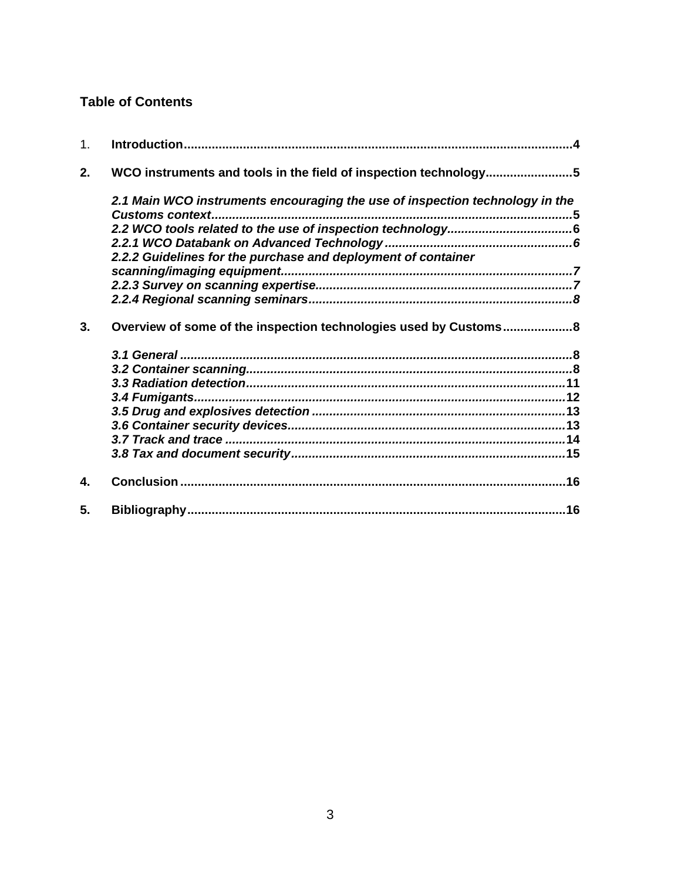## Table of Contents

1. **Introduction** ... 4

2. **WCO instruments and tools in the field of inspection technology** ... 5

   ***2.1 Main WCO instruments encouraging the use of inspection technology in the Customs context*** ... 5
   ***2.2 WCO tools related to the use of inspection technology*** ... 6
   ***2.2.1 WCO Databank on Advanced Technology*** ... 6
   ***2.2.2 Guidelines for the purchase and deployment of container scanning/imaging equipment*** ... 7
   ***2.2.3 Survey on scanning expertise*** ... 7
   ***2.2.4 Regional scanning seminars*** ... 8

3. **Overview of some of the inspection technologies used by Customs** ... 8

   ***3.1 General*** ... 8
   ***3.2 Container scanning*** ... 8
   ***3.3 Radiation detection*** ... 11
   ***3.4 Fumigants*** ... 12
   ***3.5 Drug and explosives detection*** ... 13
   ***3.6 Container security devices*** ... 13
   ***3.7 Track and trace*** ... 14
   ***3.8 Tax and document security*** ... 15

4. **Conclusion** ... 16

5. **Bibliography** ... 16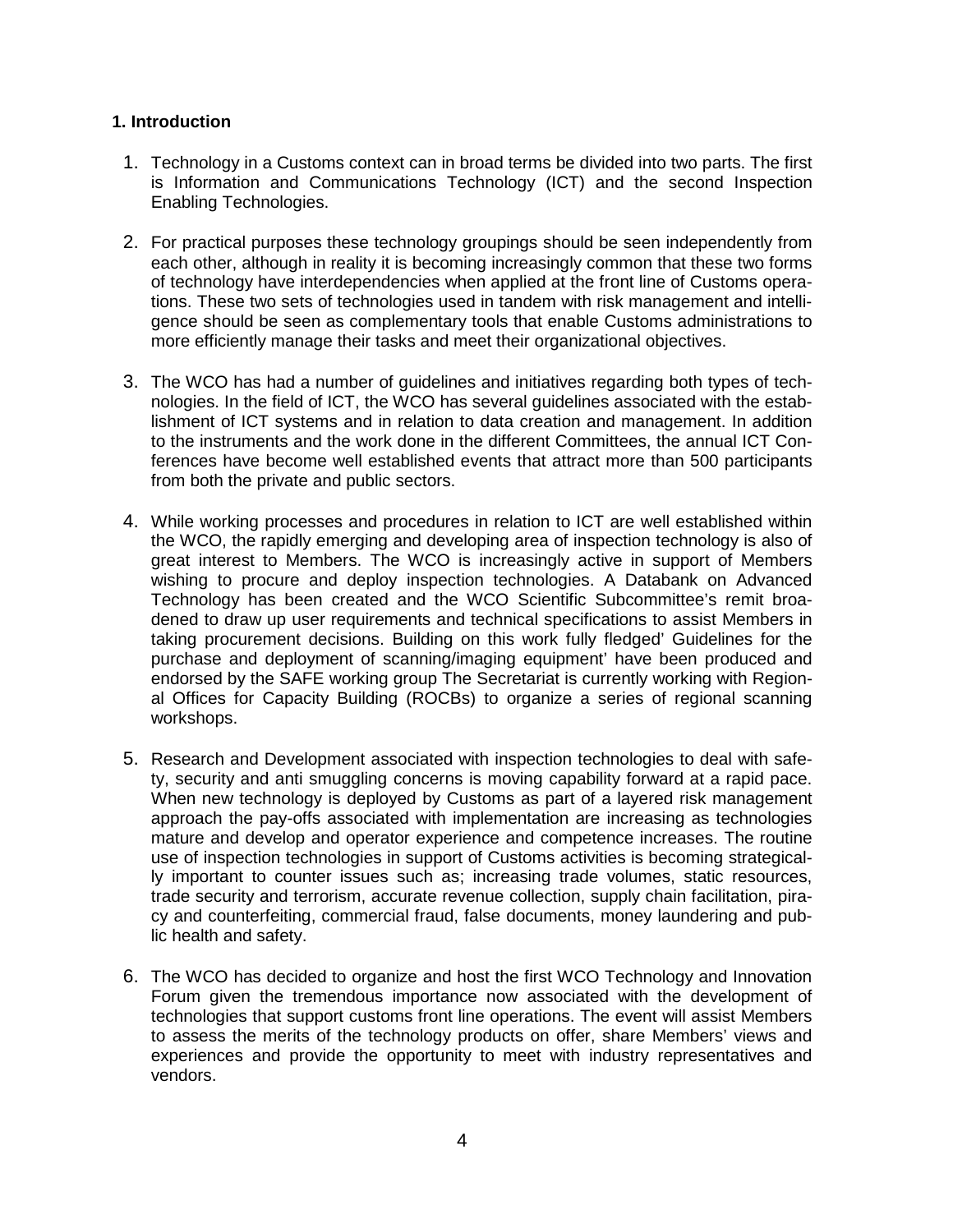## 1. Introduction

1. Technology in a Customs context can in broad terms be divided into two parts. The first is Information and Communications Technology (ICT) and the second Inspection Enabling Technologies.

2. For practical purposes these technology groupings should be seen independently from each other, although in reality it is becoming increasingly common that these two forms of technology have interdependencies when applied at the front line of Customs operations. These two sets of technologies used in tandem with risk management and intelligence should be seen as complementary tools that enable Customs administrations to more efficiently manage their tasks and meet their organizational objectives.

3. The WCO has had a number of guidelines and initiatives regarding both types of technologies. In the field of ICT, the WCO has several guidelines associated with the establishment of ICT systems and in relation to data creation and management. In addition to the instruments and the work done in the different Committees, the annual ICT Conferences have become well established events that attract more than 500 participants from both the private and public sectors.

4. While working processes and procedures in relation to ICT are well established within the WCO, the rapidly emerging and developing area of inspection technology is also of great interest to Members. The WCO is increasingly active in support of Members wishing to procure and deploy inspection technologies. A Databank on Advanced Technology has been created and the WCO Scientific Subcommittee's remit broadened to draw up user requirements and technical specifications to assist Members in taking procurement decisions. Building on this work fully fledged' Guidelines for the purchase and deployment of scanning/imaging equipment' have been produced and endorsed by the SAFE working group The Secretariat is currently working with Regional Offices for Capacity Building (ROCBs) to organize a series of regional scanning workshops.

5. Research and Development associated with inspection technologies to deal with safety, security and anti smuggling concerns is moving capability forward at a rapid pace. When new technology is deployed by Customs as part of a layered risk management approach the pay-offs associated with implementation are increasing as technologies mature and develop and operator experience and competence increases. The routine use of inspection technologies in support of Customs activities is becoming strategically important to counter issues such as; increasing trade volumes, static resources, trade security and terrorism, accurate revenue collection, supply chain facilitation, piracy and counterfeiting, commercial fraud, false documents, money laundering and public health and safety.

6. The WCO has decided to organize and host the first WCO Technology and Innovation Forum given the tremendous importance now associated with the development of technologies that support customs front line operations. The event will assist Members to assess the merits of the technology products on offer, share Members' views and experiences and provide the opportunity to meet with industry representatives and vendors.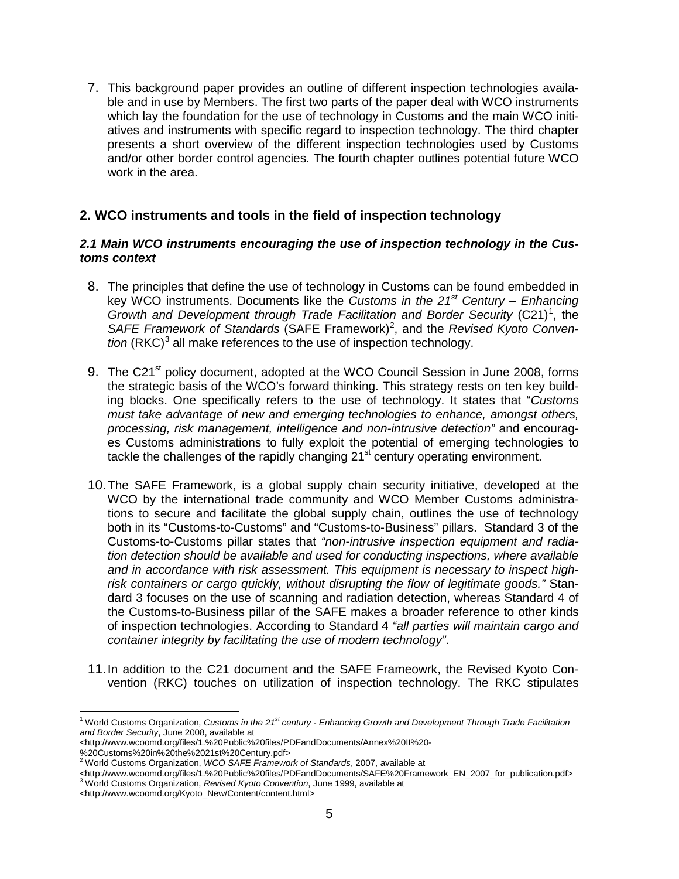7. This background paper provides an outline of different inspection technologies available and in use by Members. The first two parts of the paper deal with WCO instruments which lay the foundation for the use of technology in Customs and the main WCO initiatives and instruments with specific regard to inspection technology. The third chapter presents a short overview of the different inspection technologies used by Customs and/or other border control agencies. The fourth chapter outlines potential future WCO work in the area.

## 2. WCO instruments and tools in the field of inspection technology

### *2.1 Main WCO instruments encouraging the use of inspection technology in the Customs context*

8. The principles that define the use of technology in Customs can be found embedded in key WCO instruments. Documents like the *Customs in the 21st Century – Enhancing Growth and Development through Trade Facilitation and Border Security* (C21)[1], the *SAFE Framework of Standards* (SAFE Framework)[2], and the *Revised Kyoto Convention* (RKC)[3] all make references to the use of inspection technology.

9. The C21st policy document, adopted at the WCO Council Session in June 2008, forms the strategic basis of the WCO's forward thinking. This strategy rests on ten key building blocks. One specifically refers to the use of technology. It states that "*Customs must take advantage of new and emerging technologies to enhance, amongst others, processing, risk management, intelligence and non-intrusive detection"* and encourages Customs administrations to fully exploit the potential of emerging technologies to tackle the challenges of the rapidly changing 21st century operating environment.

10. The SAFE Framework, is a global supply chain security initiative, developed at the WCO by the international trade community and WCO Member Customs administrations to secure and facilitate the global supply chain, outlines the use of technology both in its "Customs-to-Customs" and "Customs-to-Business" pillars. Standard 3 of the Customs-to-Customs pillar states that *"non-intrusive inspection equipment and radiation detection should be available and used for conducting inspections, where available and in accordance with risk assessment. This equipment is necessary to inspect high-risk containers or cargo quickly, without disrupting the flow of legitimate goods."* Standard 3 focuses on the use of scanning and radiation detection, whereas Standard 4 of the Customs-to-Business pillar of the SAFE makes a broader reference to other kinds of inspection technologies. According to Standard 4 *"all parties will maintain cargo and container integrity by facilitating the use of modern technology"*.

11. In addition to the C21 document and the SAFE Frameowrk, the Revised Kyoto Convention (RKC) touches on utilization of inspection technology. The RKC stipulates

---

[1] World Customs Organization, *Customs in the 21st century - Enhancing Growth and Development Through Trade Facilitation and Border Security*, June 2008, available at <http://www.wcoomd.org/files/1.%20Public%20files/PDFandDocuments/Annex%20II%20-%20Customs%20in%20the%2021st%20Century.pdf>

[2] World Customs Organization, *WCO SAFE Framework of Standards*, 2007, available at <http://www.wcoomd.org/files/1.%20Public%20files/PDFandDocuments/SAFE%20Framework_EN_2007_for_publication.pdf>

[3] World Customs Organization, *Revised Kyoto Convention*, June 1999, available at <http://www.wcoomd.org/Kyoto_New/Content/content.html>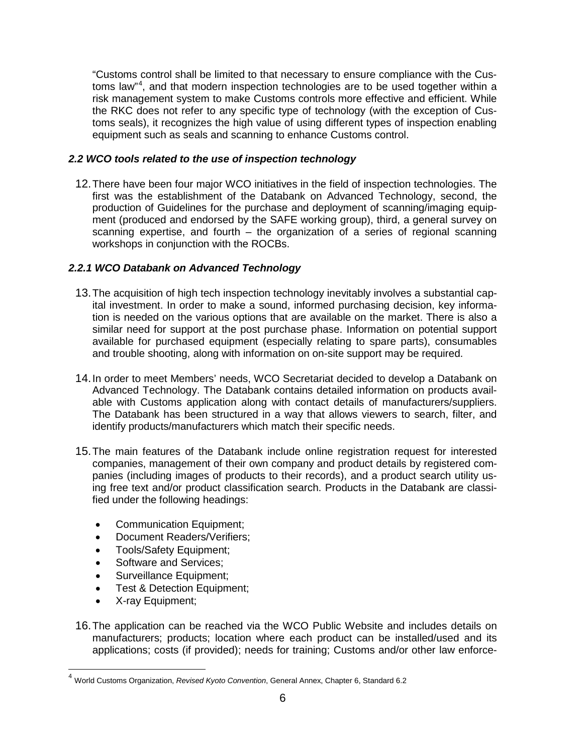"Customs control shall be limited to that necessary to ensure compliance with the Customs law"[4], and that modern inspection technologies are to be used together within a risk management system to make Customs controls more effective and efficient. While the RKC does not refer to any specific type of technology (with the exception of Customs seals), it recognizes the high value of using different types of inspection enabling equipment such as seals and scanning to enhance Customs control.

### *2.2 WCO tools related to the use of inspection technology*

12. There have been four major WCO initiatives in the field of inspection technologies. The first was the establishment of the Databank on Advanced Technology, second, the production of Guidelines for the purchase and deployment of scanning/imaging equipment (produced and endorsed by the SAFE working group), third, a general survey on scanning expertise, and fourth – the organization of a series of regional scanning workshops in conjunction with the ROCBs.

#### *2.2.1 WCO Databank on Advanced Technology*

13. The acquisition of high tech inspection technology inevitably involves a substantial capital investment. In order to make a sound, informed purchasing decision, key information is needed on the various options that are available on the market. There is also a similar need for support at the post purchase phase. Information on potential support available for purchased equipment (especially relating to spare parts), consumables and trouble shooting, along with information on on-site support may be required.

14. In order to meet Members' needs, WCO Secretariat decided to develop a Databank on Advanced Technology. The Databank contains detailed information on products available with Customs application along with contact details of manufacturers/suppliers. The Databank has been structured in a way that allows viewers to search, filter, and identify products/manufacturers which match their specific needs.

15. The main features of the Databank include online registration request for interested companies, management of their own company and product details by registered companies (including images of products to their records), and a product search utility using free text and/or product classification search. Products in the Databank are classified under the following headings:

   - Communication Equipment;
   - Document Readers/Verifiers;
   - Tools/Safety Equipment;
   - Software and Services;
   - Surveillance Equipment;
   - Test & Detection Equipment;
   - X-ray Equipment;

16. The application can be reached via the WCO Public Website and includes details on manufacturers; products; location where each product can be installed/used and its applications; costs (if provided); needs for training; Customs and/or other law enforce-

---

[4] World Customs Organization, *Revised Kyoto Convention*, General Annex, Chapter 6, Standard 6.2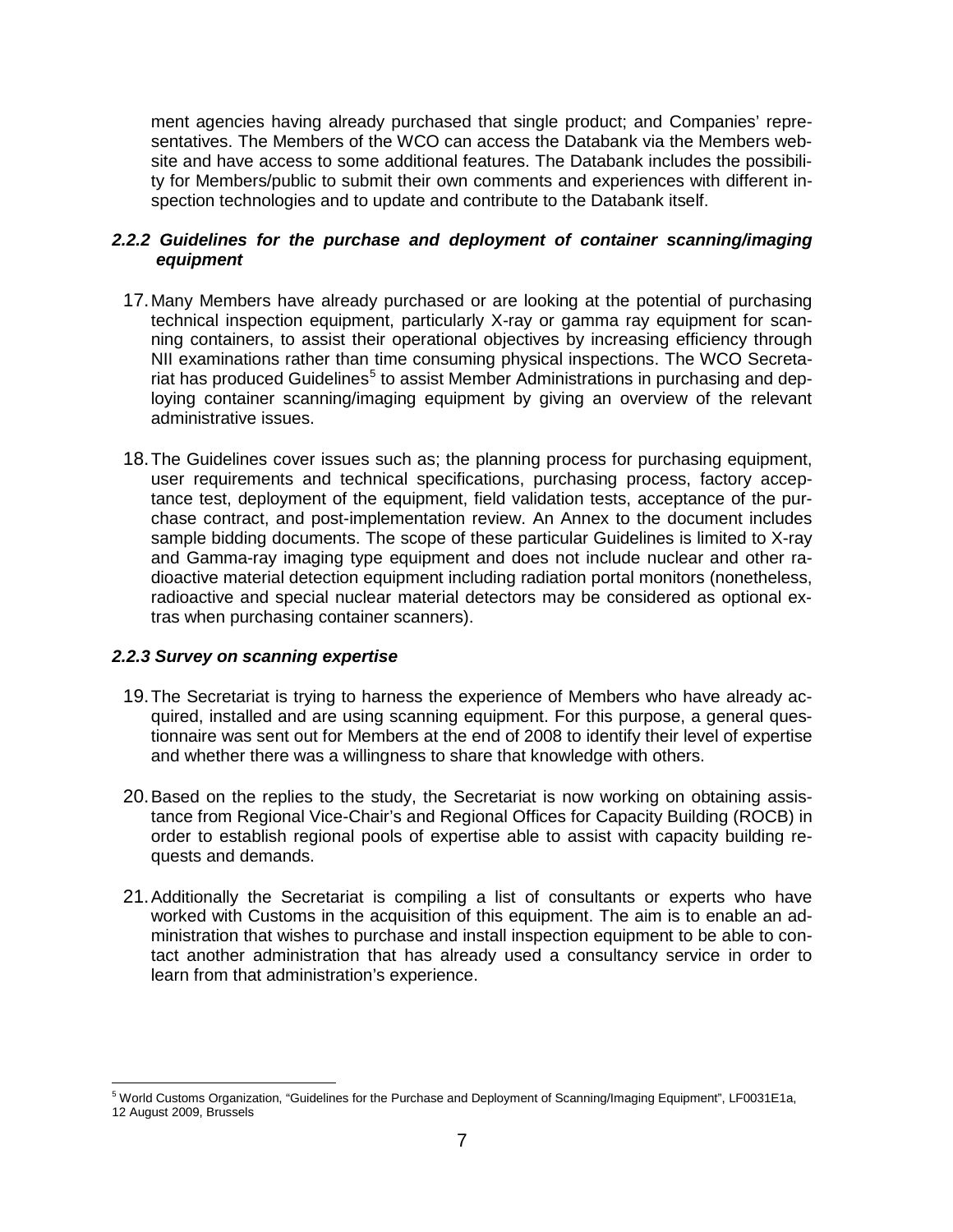ment agencies having already purchased that single product; and Companies' representatives. The Members of the WCO can access the Databank via the Members website and have access to some additional features. The Databank includes the possibility for Members/public to submit their own comments and experiences with different inspection technologies and to update and contribute to the Databank itself.

#### *2.2.2 Guidelines for the purchase and deployment of container scanning/imaging equipment*

17. Many Members have already purchased or are looking at the potential of purchasing technical inspection equipment, particularly X-ray or gamma ray equipment for scanning containers, to assist their operational objectives by increasing efficiency through NII examinations rather than time consuming physical inspections. The WCO Secretariat has produced Guidelines[5] to assist Member Administrations in purchasing and deploying container scanning/imaging equipment by giving an overview of the relevant administrative issues.

18. The Guidelines cover issues such as; the planning process for purchasing equipment, user requirements and technical specifications, purchasing process, factory acceptance test, deployment of the equipment, field validation tests, acceptance of the purchase contract, and post-implementation review. An Annex to the document includes sample bidding documents. The scope of these particular Guidelines is limited to X-ray and Gamma-ray imaging type equipment and does not include nuclear and other radioactive material detection equipment including radiation portal monitors (nonetheless, radioactive and special nuclear material detectors may be considered as optional extras when purchasing container scanners).

#### *2.2.3 Survey on scanning expertise*

19. The Secretariat is trying to harness the experience of Members who have already acquired, installed and are using scanning equipment. For this purpose, a general questionnaire was sent out for Members at the end of 2008 to identify their level of expertise and whether there was a willingness to share that knowledge with others.

20. Based on the replies to the study, the Secretariat is now working on obtaining assistance from Regional Vice-Chair's and Regional Offices for Capacity Building (ROCB) in order to establish regional pools of expertise able to assist with capacity building requests and demands.

21. Additionally the Secretariat is compiling a list of consultants or experts who have worked with Customs in the acquisition of this equipment. The aim is to enable an administration that wishes to purchase and install inspection equipment to be able to contact another administration that has already used a consultancy service in order to learn from that administration's experience.

---

[5] World Customs Organization, "Guidelines for the Purchase and Deployment of Scanning/Imaging Equipment", LF0031E1a, 12 August 2009, Brussels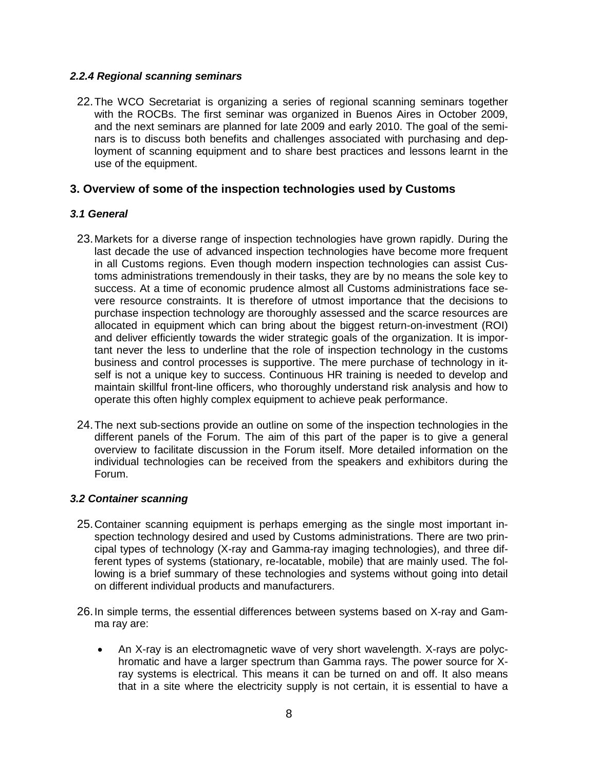#### *2.2.4 Regional scanning seminars*

22. The WCO Secretariat is organizing a series of regional scanning seminars together with the ROCBs. The first seminar was organized in Buenos Aires in October 2009, and the next seminars are planned for late 2009 and early 2010. The goal of the seminars is to discuss both benefits and challenges associated with purchasing and deployment of scanning equipment and to share best practices and lessons learnt in the use of the equipment.

## 3. Overview of some of the inspection technologies used by Customs

### *3.1 General*

23. Markets for a diverse range of inspection technologies have grown rapidly. During the last decade the use of advanced inspection technologies have become more frequent in all Customs regions. Even though modern inspection technologies can assist Customs administrations tremendously in their tasks, they are by no means the sole key to success. At a time of economic prudence almost all Customs administrations face severe resource constraints. It is therefore of utmost importance that the decisions to purchase inspection technology are thoroughly assessed and the scarce resources are allocated in equipment which can bring about the biggest return-on-investment (ROI) and deliver efficiently towards the wider strategic goals of the organization. It is important never the less to underline that the role of inspection technology in the customs business and control processes is supportive. The mere purchase of technology in itself is not a unique key to success. Continuous HR training is needed to develop and maintain skillful front-line officers, who thoroughly understand risk analysis and how to operate this often highly complex equipment to achieve peak performance.

24. The next sub-sections provide an outline on some of the inspection technologies in the different panels of the Forum. The aim of this part of the paper is to give a general overview to facilitate discussion in the Forum itself. More detailed information on the individual technologies can be received from the speakers and exhibitors during the Forum.

### *3.2 Container scanning*

25. Container scanning equipment is perhaps emerging as the single most important inspection technology desired and used by Customs administrations. There are two principal types of technology (X-ray and Gamma-ray imaging technologies), and three different types of systems (stationary, re-locatable, mobile) that are mainly used. The following is a brief summary of these technologies and systems without going into detail on different individual products and manufacturers.

26. In simple terms, the essential differences between systems based on X-ray and Gamma ray are:

- An X-ray is an electromagnetic wave of very short wavelength. X-rays are polychromatic and have a larger spectrum than Gamma rays. The power source for X-ray systems is electrical. This means it can be turned on and off. It also means that in a site where the electricity supply is not certain, it is essential to have a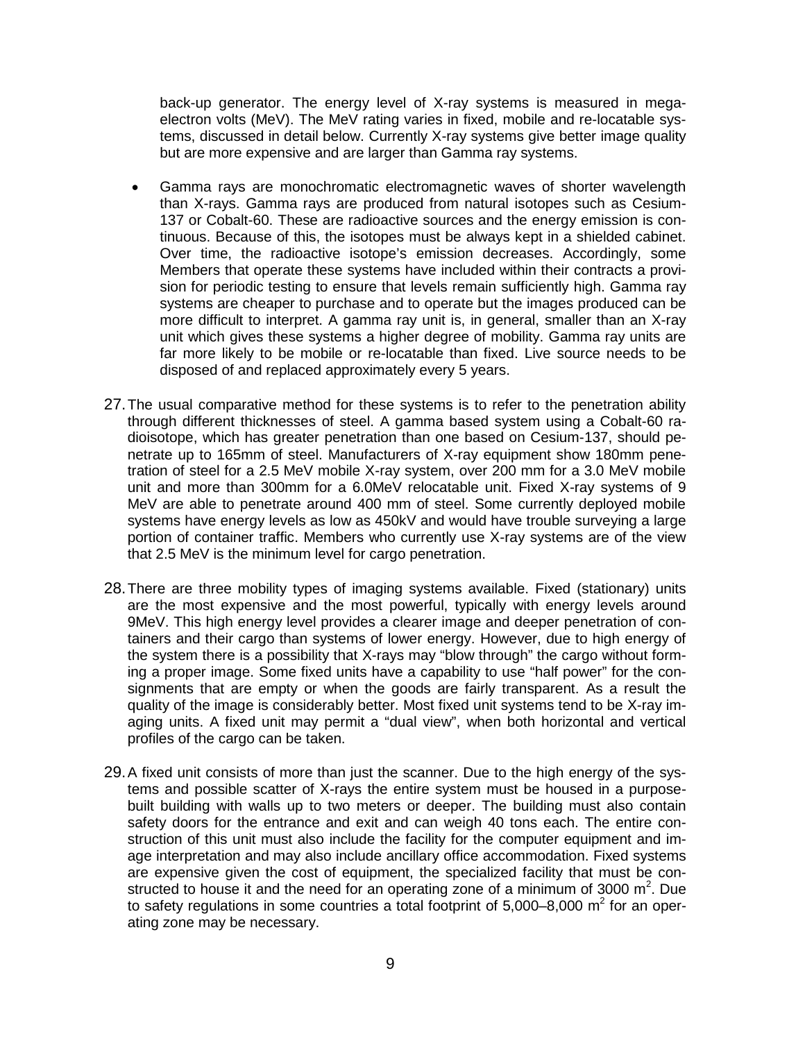back-up generator. The energy level of X-ray systems is measured in mega-electron volts (MeV). The MeV rating varies in fixed, mobile and re-locatable systems, discussed in detail below. Currently X-ray systems give better image quality but are more expensive and are larger than Gamma ray systems.

- Gamma rays are monochromatic electromagnetic waves of shorter wavelength than X-rays. Gamma rays are produced from natural isotopes such as Cesium-137 or Cobalt-60. These are radioactive sources and the energy emission is continuous. Because of this, the isotopes must be always kept in a shielded cabinet. Over time, the radioactive isotope's emission decreases. Accordingly, some Members that operate these systems have included within their contracts a provision for periodic testing to ensure that levels remain sufficiently high. Gamma ray systems are cheaper to purchase and to operate but the images produced can be more difficult to interpret. A gamma ray unit is, in general, smaller than an X-ray unit which gives these systems a higher degree of mobility. Gamma ray units are far more likely to be mobile or re-locatable than fixed. Live source needs to be disposed of and replaced approximately every 5 years.

27. The usual comparative method for these systems is to refer to the penetration ability through different thicknesses of steel. A gamma based system using a Cobalt-60 radioisotope, which has greater penetration than one based on Cesium-137, should penetrate up to 165mm of steel. Manufacturers of X-ray equipment show 180mm penetration of steel for a 2.5 MeV mobile X-ray system, over 200 mm for a 3.0 MeV mobile unit and more than 300mm for a 6.0MeV relocatable unit. Fixed X-ray systems of 9 MeV are able to penetrate around 400 mm of steel. Some currently deployed mobile systems have energy levels as low as 450kV and would have trouble surveying a large portion of container traffic. Members who currently use X-ray systems are of the view that 2.5 MeV is the minimum level for cargo penetration.

28. There are three mobility types of imaging systems available. Fixed (stationary) units are the most expensive and the most powerful, typically with energy levels around 9MeV. This high energy level provides a clearer image and deeper penetration of containers and their cargo than systems of lower energy. However, due to high energy of the system there is a possibility that X-rays may "blow through" the cargo without forming a proper image. Some fixed units have a capability to use "half power" for the consignments that are empty or when the goods are fairly transparent. As a result the quality of the image is considerably better. Most fixed unit systems tend to be X-ray imaging units. A fixed unit may permit a "dual view", when both horizontal and vertical profiles of the cargo can be taken.

29. A fixed unit consists of more than just the scanner. Due to the high energy of the systems and possible scatter of X-rays the entire system must be housed in a purpose-built building with walls up to two meters or deeper. The building must also contain safety doors for the entrance and exit and can weigh 40 tons each. The entire construction of this unit must also include the facility for the computer equipment and image interpretation and may also include ancillary office accommodation. Fixed systems are expensive given the cost of equipment, the specialized facility that must be constructed to house it and the need for an operating zone of a minimum of 3000 $m^2$. Due to safety regulations in some countries a total footprint of 5,000–8,000 $m^2$ for an operating zone may be necessary.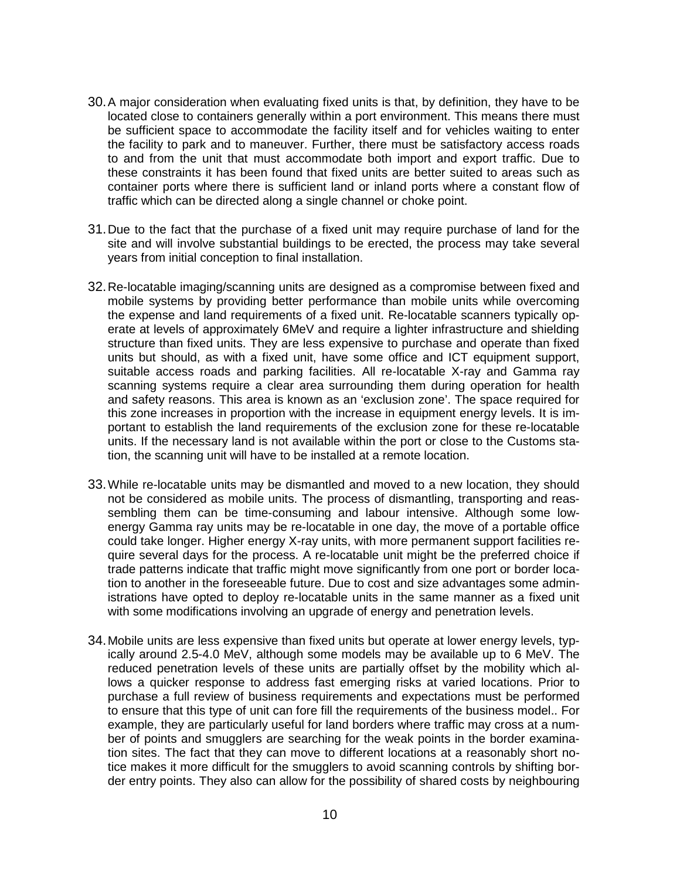30. A major consideration when evaluating fixed units is that, by definition, they have to be located close to containers generally within a port environment. This means there must be sufficient space to accommodate the facility itself and for vehicles waiting to enter the facility to park and to maneuver. Further, there must be satisfactory access roads to and from the unit that must accommodate both import and export traffic. Due to these constraints it has been found that fixed units are better suited to areas such as container ports where there is sufficient land or inland ports where a constant flow of traffic which can be directed along a single channel or choke point.

31. Due to the fact that the purchase of a fixed unit may require purchase of land for the site and will involve substantial buildings to be erected, the process may take several years from initial conception to final installation.

32. Re-locatable imaging/scanning units are designed as a compromise between fixed and mobile systems by providing better performance than mobile units while overcoming the expense and land requirements of a fixed unit. Re-locatable scanners typically operate at levels of approximately 6MeV and require a lighter infrastructure and shielding structure than fixed units. They are less expensive to purchase and operate than fixed units but should, as with a fixed unit, have some office and ICT equipment support, suitable access roads and parking facilities. All re-locatable X-ray and Gamma ray scanning systems require a clear area surrounding them during operation for health and safety reasons. This area is known as an 'exclusion zone'. The space required for this zone increases in proportion with the increase in equipment energy levels. It is important to establish the land requirements of the exclusion zone for these re-locatable units. If the necessary land is not available within the port or close to the Customs station, the scanning unit will have to be installed at a remote location.

33. While re-locatable units may be dismantled and moved to a new location, they should not be considered as mobile units. The process of dismantling, transporting and reassembling them can be time-consuming and labour intensive. Although some low-energy Gamma ray units may be re-locatable in one day, the move of a portable office could take longer. Higher energy X-ray units, with more permanent support facilities require several days for the process. A re-locatable unit might be the preferred choice if trade patterns indicate that traffic might move significantly from one port or border location to another in the foreseeable future. Due to cost and size advantages some administrations have opted to deploy re-locatable units in the same manner as a fixed unit with some modifications involving an upgrade of energy and penetration levels.

34. Mobile units are less expensive than fixed units but operate at lower energy levels, typically around 2.5-4.0 MeV, although some models may be available up to 6 MeV. The reduced penetration levels of these units are partially offset by the mobility which allows a quicker response to address fast emerging risks at varied locations. Prior to purchase a full review of business requirements and expectations must be performed to ensure that this type of unit can fore fill the requirements of the business model.. For example, they are particularly useful for land borders where traffic may cross at a number of points and smugglers are searching for the weak points in the border examination sites. The fact that they can move to different locations at a reasonably short notice makes it more difficult for the smugglers to avoid scanning controls by shifting border entry points. They also can allow for the possibility of shared costs by neighbouring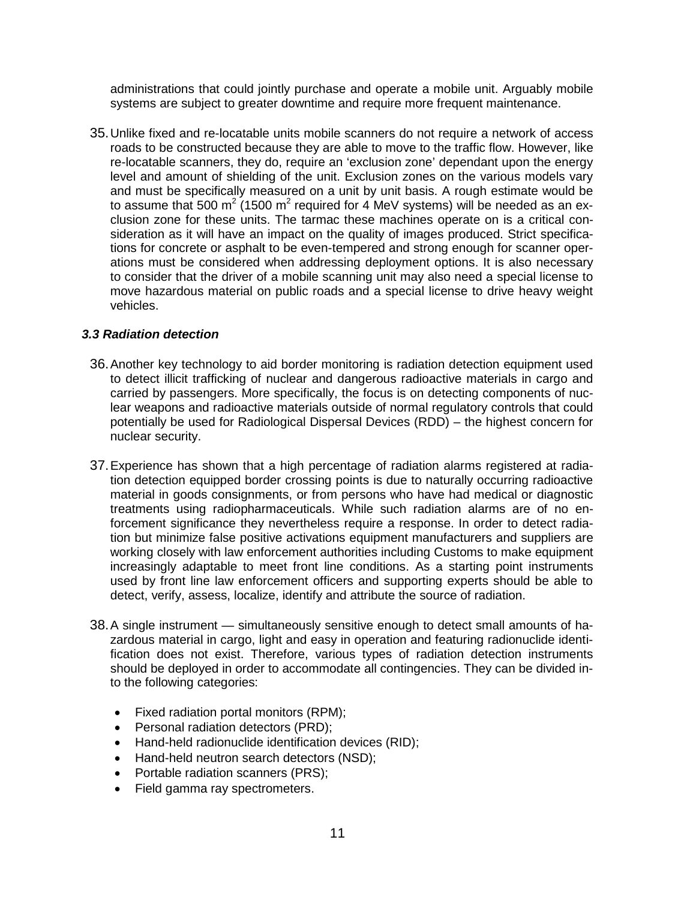administrations that could jointly purchase and operate a mobile unit. Arguably mobile systems are subject to greater downtime and require more frequent maintenance.

35. Unlike fixed and re-locatable units mobile scanners do not require a network of access roads to be constructed because they are able to move to the traffic flow. However, like re-locatable scanners, they do, require an 'exclusion zone' dependant upon the energy level and amount of shielding of the unit. Exclusion zones on the various models vary and must be specifically measured on a unit by unit basis. A rough estimate would be to assume that 500 $m^2$ (1500 $m^2$ required for 4 MeV systems) will be needed as an exclusion zone for these units. The tarmac these machines operate on is a critical consideration as it will have an impact on the quality of images produced. Strict specifications for concrete or asphalt to be even-tempered and strong enough for scanner operations must be considered when addressing deployment options. It is also necessary to consider that the driver of a mobile scanning unit may also need a special license to move hazardous material on public roads and a special license to drive heavy weight vehicles.

### *3.3 Radiation detection*

36. Another key technology to aid border monitoring is radiation detection equipment used to detect illicit trafficking of nuclear and dangerous radioactive materials in cargo and carried by passengers. More specifically, the focus is on detecting components of nuclear weapons and radioactive materials outside of normal regulatory controls that could potentially be used for Radiological Dispersal Devices (RDD) – the highest concern for nuclear security.

37. Experience has shown that a high percentage of radiation alarms registered at radiation detection equipped border crossing points is due to naturally occurring radioactive material in goods consignments, or from persons who have had medical or diagnostic treatments using radiopharmaceuticals. While such radiation alarms are of no enforcement significance they nevertheless require a response. In order to detect radiation but minimize false positive activations equipment manufacturers and suppliers are working closely with law enforcement authorities including Customs to make equipment increasingly adaptable to meet front line conditions. As a starting point instruments used by front line law enforcement officers and supporting experts should be able to detect, verify, assess, localize, identify and attribute the source of radiation.

38. A single instrument — simultaneously sensitive enough to detect small amounts of hazardous material in cargo, light and easy in operation and featuring radionuclide identification does not exist. Therefore, various types of radiation detection instruments should be deployed in order to accommodate all contingencies. They can be divided into the following categories:

- Fixed radiation portal monitors (RPM);
- Personal radiation detectors (PRD);
- Hand-held radionuclide identification devices (RID);
- Hand-held neutron search detectors (NSD);
- Portable radiation scanners (PRS);
- Field gamma ray spectrometers.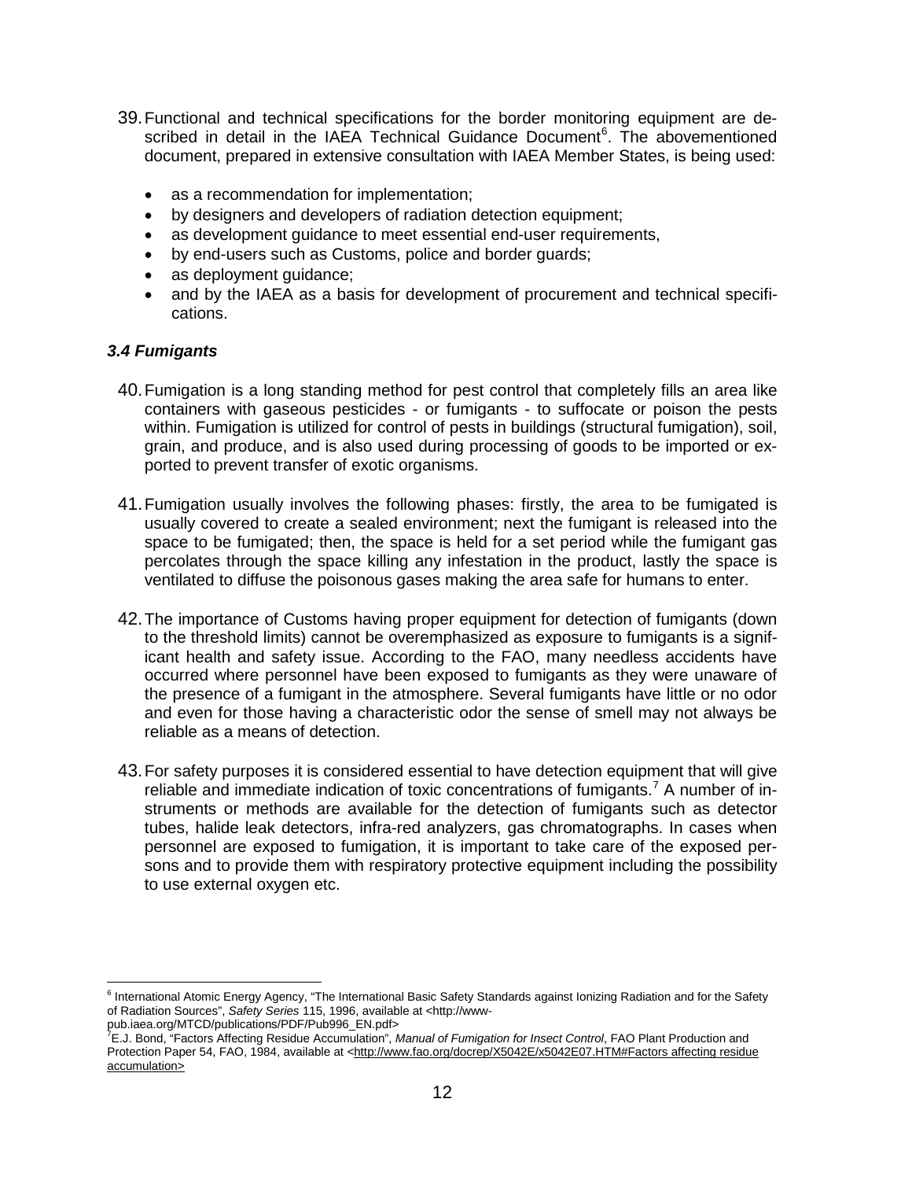39. Functional and technical specifications for the border monitoring equipment are described in detail in the IAEA Technical Guidance Document[6]. The abovementioned document, prepared in extensive consultation with IAEA Member States, is being used:

   - as a recommendation for implementation;
   - by designers and developers of radiation detection equipment;
   - as development guidance to meet essential end-user requirements,
   - by end-users such as Customs, police and border guards;
   - as deployment guidance;
   - and by the IAEA as a basis for development of procurement and technical specifications.

### *3.4 Fumigants*

40. Fumigation is a long standing method for pest control that completely fills an area like containers with gaseous pesticides - or fumigants - to suffocate or poison the pests within. Fumigation is utilized for control of pests in buildings (structural fumigation), soil, grain, and produce, and is also used during processing of goods to be imported or exported to prevent transfer of exotic organisms.

41. Fumigation usually involves the following phases: firstly, the area to be fumigated is usually covered to create a sealed environment; next the fumigant is released into the space to be fumigated; then, the space is held for a set period while the fumigant gas percolates through the space killing any infestation in the product, lastly the space is ventilated to diffuse the poisonous gases making the area safe for humans to enter.

42. The importance of Customs having proper equipment for detection of fumigants (down to the threshold limits) cannot be overemphasized as exposure to fumigants is a significant health and safety issue. According to the FAO, many needless accidents have occurred where personnel have been exposed to fumigants as they were unaware of the presence of a fumigant in the atmosphere. Several fumigants have little or no odor and even for those having a characteristic odor the sense of smell may not always be reliable as a means of detection.

43. For safety purposes it is considered essential to have detection equipment that will give reliable and immediate indication of toxic concentrations of fumigants.[7] A number of instruments or methods are available for the detection of fumigants such as detector tubes, halide leak detectors, infra-red analyzers, gas chromatographs. In cases when personnel are exposed to fumigation, it is important to take care of the exposed persons and to provide them with respiratory protective equipment including the possibility to use external oxygen etc.

---

[6] International Atomic Energy Agency, "The International Basic Safety Standards against Ionizing Radiation and for the Safety of Radiation Sources", *Safety Series* 115, 1996, available at <http://www-pub.iaea.org/MTCD/publications/PDF/Pub996_EN.pdf>

[7] E.J. Bond, "Factors Affecting Residue Accumulation", *Manual of Fumigation for Insect Control*, FAO Plant Production and Protection Paper 54, FAO, 1984, available at <http://www.fao.org/docrep/X5042E/x5042E07.HTM#Factors affecting residue accumulation>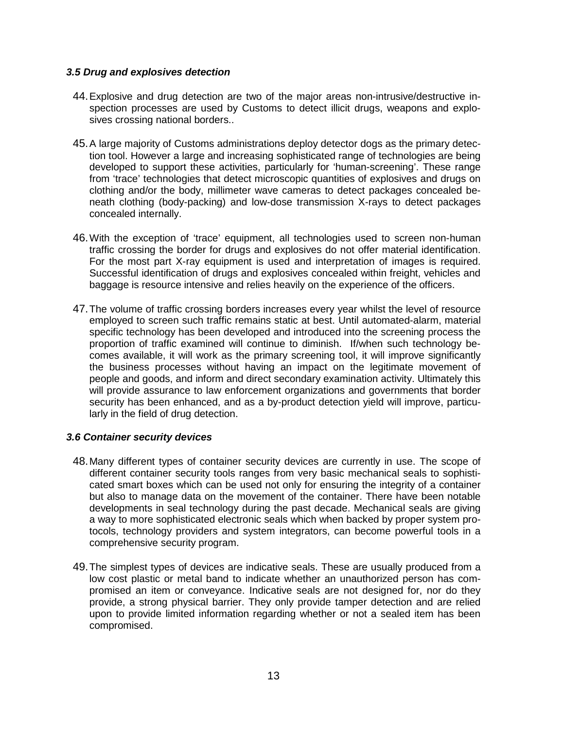### *3.5 Drug and explosives detection*

44. Explosive and drug detection are two of the major areas non-intrusive/destructive inspection processes are used by Customs to detect illicit drugs, weapons and explosives crossing national borders..

45. A large majority of Customs administrations deploy detector dogs as the primary detection tool. However a large and increasing sophisticated range of technologies are being developed to support these activities, particularly for 'human-screening'. These range from 'trace' technologies that detect microscopic quantities of explosives and drugs on clothing and/or the body, millimeter wave cameras to detect packages concealed beneath clothing (body-packing) and low-dose transmission X-rays to detect packages concealed internally.

46. With the exception of 'trace' equipment, all technologies used to screen non-human traffic crossing the border for drugs and explosives do not offer material identification. For the most part X-ray equipment is used and interpretation of images is required. Successful identification of drugs and explosives concealed within freight, vehicles and baggage is resource intensive and relies heavily on the experience of the officers.

47. The volume of traffic crossing borders increases every year whilst the level of resource employed to screen such traffic remains static at best. Until automated-alarm, material specific technology has been developed and introduced into the screening process the proportion of traffic examined will continue to diminish. If/when such technology becomes available, it will work as the primary screening tool, it will improve significantly the business processes without having an impact on the legitimate movement of people and goods, and inform and direct secondary examination activity. Ultimately this will provide assurance to law enforcement organizations and governments that border security has been enhanced, and as a by-product detection yield will improve, particularly in the field of drug detection.

### *3.6 Container security devices*

48. Many different types of container security devices are currently in use. The scope of different container security tools ranges from very basic mechanical seals to sophisticated smart boxes which can be used not only for ensuring the integrity of a container but also to manage data on the movement of the container. There have been notable developments in seal technology during the past decade. Mechanical seals are giving a way to more sophisticated electronic seals which when backed by proper system protocols, technology providers and system integrators, can become powerful tools in a comprehensive security program.

49. The simplest types of devices are indicative seals. These are usually produced from a low cost plastic or metal band to indicate whether an unauthorized person has compromised an item or conveyance. Indicative seals are not designed for, nor do they provide, a strong physical barrier. They only provide tamper detection and are relied upon to provide limited information regarding whether or not a sealed item has been compromised.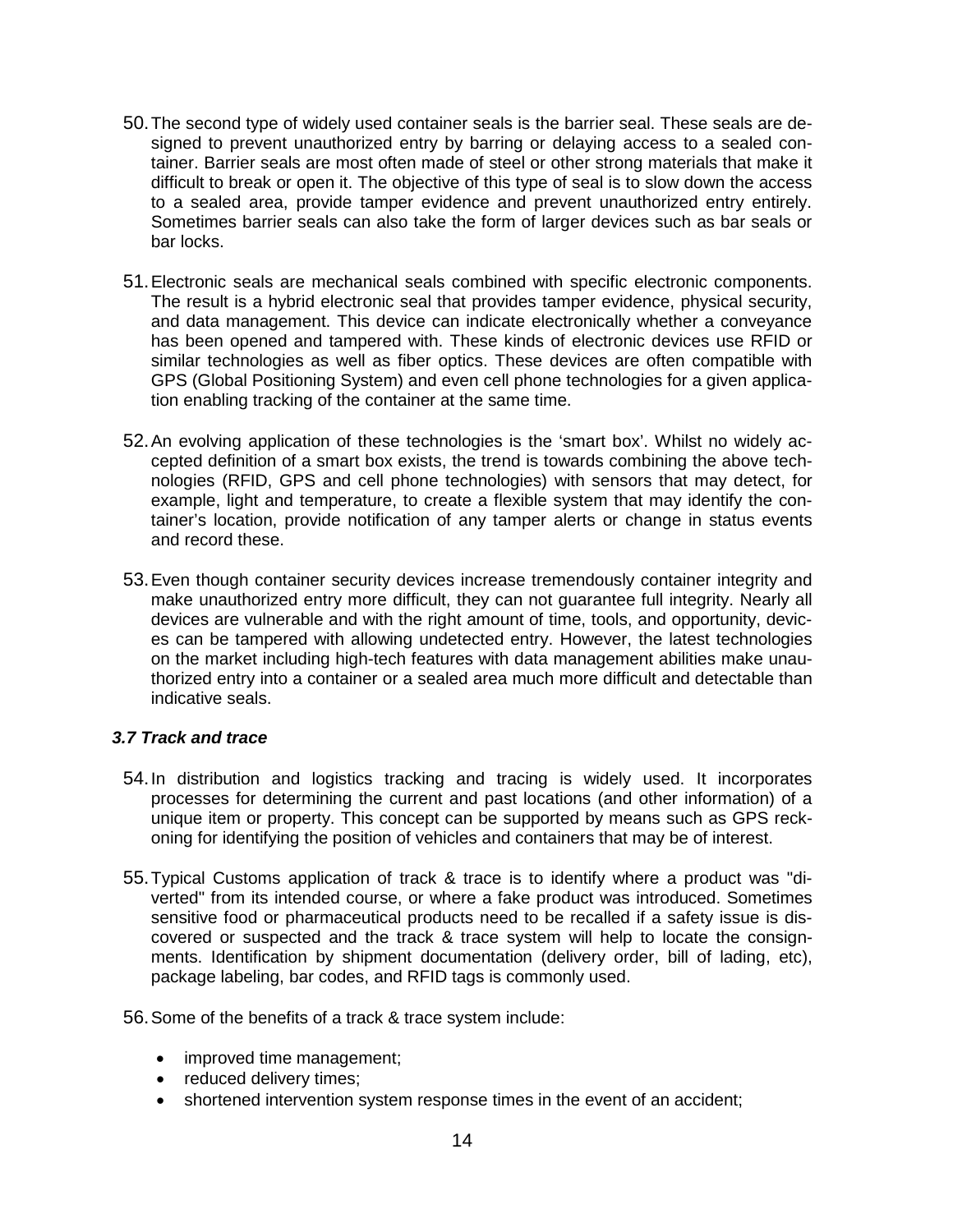50. The second type of widely used container seals is the barrier seal. These seals are designed to prevent unauthorized entry by barring or delaying access to a sealed container. Barrier seals are most often made of steel or other strong materials that make it difficult to break or open it. The objective of this type of seal is to slow down the access to a sealed area, provide tamper evidence and prevent unauthorized entry entirely. Sometimes barrier seals can also take the form of larger devices such as bar seals or bar locks.

51. Electronic seals are mechanical seals combined with specific electronic components. The result is a hybrid electronic seal that provides tamper evidence, physical security, and data management. This device can indicate electronically whether a conveyance has been opened and tampered with. These kinds of electronic devices use RFID or similar technologies as well as fiber optics. These devices are often compatible with GPS (Global Positioning System) and even cell phone technologies for a given application enabling tracking of the container at the same time.

52. An evolving application of these technologies is the 'smart box'. Whilst no widely accepted definition of a smart box exists, the trend is towards combining the above technologies (RFID, GPS and cell phone technologies) with sensors that may detect, for example, light and temperature, to create a flexible system that may identify the container's location, provide notification of any tamper alerts or change in status events and record these.

53. Even though container security devices increase tremendously container integrity and make unauthorized entry more difficult, they can not guarantee full integrity. Nearly all devices are vulnerable and with the right amount of time, tools, and opportunity, devices can be tampered with allowing undetected entry. However, the latest technologies on the market including high-tech features with data management abilities make unauthorized entry into a container or a sealed area much more difficult and detectable than indicative seals.

### *3.7 Track and trace*

54. In distribution and logistics tracking and tracing is widely used. It incorporates processes for determining the current and past locations (and other information) of a unique item or property. This concept can be supported by means such as GPS reckoning for identifying the position of vehicles and containers that may be of interest.

55. Typical Customs application of track & trace is to identify where a product was "diverted" from its intended course, or where a fake product was introduced. Sometimes sensitive food or pharmaceutical products need to be recalled if a safety issue is discovered or suspected and the track & trace system will help to locate the consignments. Identification by shipment documentation (delivery order, bill of lading, etc), package labeling, bar codes, and RFID tags is commonly used.

56. Some of the benefits of a track & trace system include:

- improved time management;
- reduced delivery times;
- shortened intervention system response times in the event of an accident;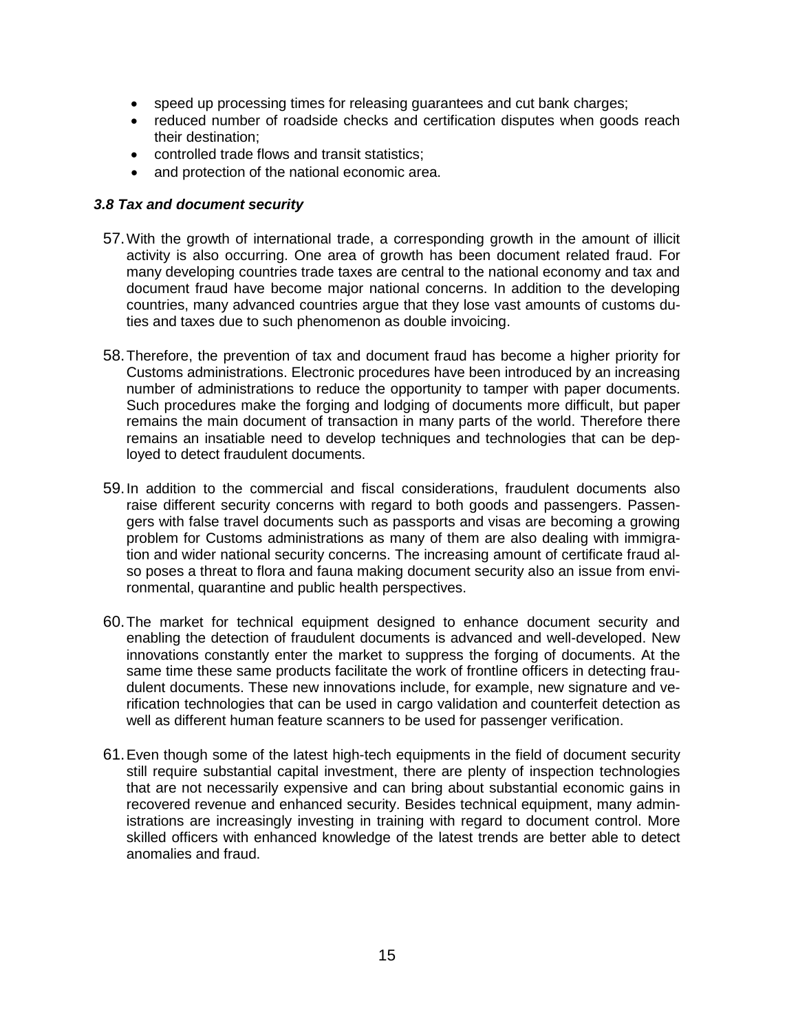- speed up processing times for releasing guarantees and cut bank charges;
- reduced number of roadside checks and certification disputes when goods reach their destination;
- controlled trade flows and transit statistics;
- and protection of the national economic area.

### *3.8 Tax and document security*

57. With the growth of international trade, a corresponding growth in the amount of illicit activity is also occurring. One area of growth has been document related fraud. For many developing countries trade taxes are central to the national economy and tax and document fraud have become major national concerns. In addition to the developing countries, many advanced countries argue that they lose vast amounts of customs duties and taxes due to such phenomenon as double invoicing.

58. Therefore, the prevention of tax and document fraud has become a higher priority for Customs administrations. Electronic procedures have been introduced by an increasing number of administrations to reduce the opportunity to tamper with paper documents. Such procedures make the forging and lodging of documents more difficult, but paper remains the main document of transaction in many parts of the world. Therefore there remains an insatiable need to develop techniques and technologies that can be deployed to detect fraudulent documents.

59. In addition to the commercial and fiscal considerations, fraudulent documents also raise different security concerns with regard to both goods and passengers. Passengers with false travel documents such as passports and visas are becoming a growing problem for Customs administrations as many of them are also dealing with immigration and wider national security concerns. The increasing amount of certificate fraud also poses a threat to flora and fauna making document security also an issue from environmental, quarantine and public health perspectives.

60. The market for technical equipment designed to enhance document security and enabling the detection of fraudulent documents is advanced and well-developed. New innovations constantly enter the market to suppress the forging of documents. At the same time these same products facilitate the work of frontline officers in detecting fraudulent documents. These new innovations include, for example, new signature and verification technologies that can be used in cargo validation and counterfeit detection as well as different human feature scanners to be used for passenger verification.

61. Even though some of the latest high-tech equipments in the field of document security still require substantial capital investment, there are plenty of inspection technologies that are not necessarily expensive and can bring about substantial economic gains in recovered revenue and enhanced security. Besides technical equipment, many administrations are increasingly investing in training with regard to document control. More skilled officers with enhanced knowledge of the latest trends are better able to detect anomalies and fraud.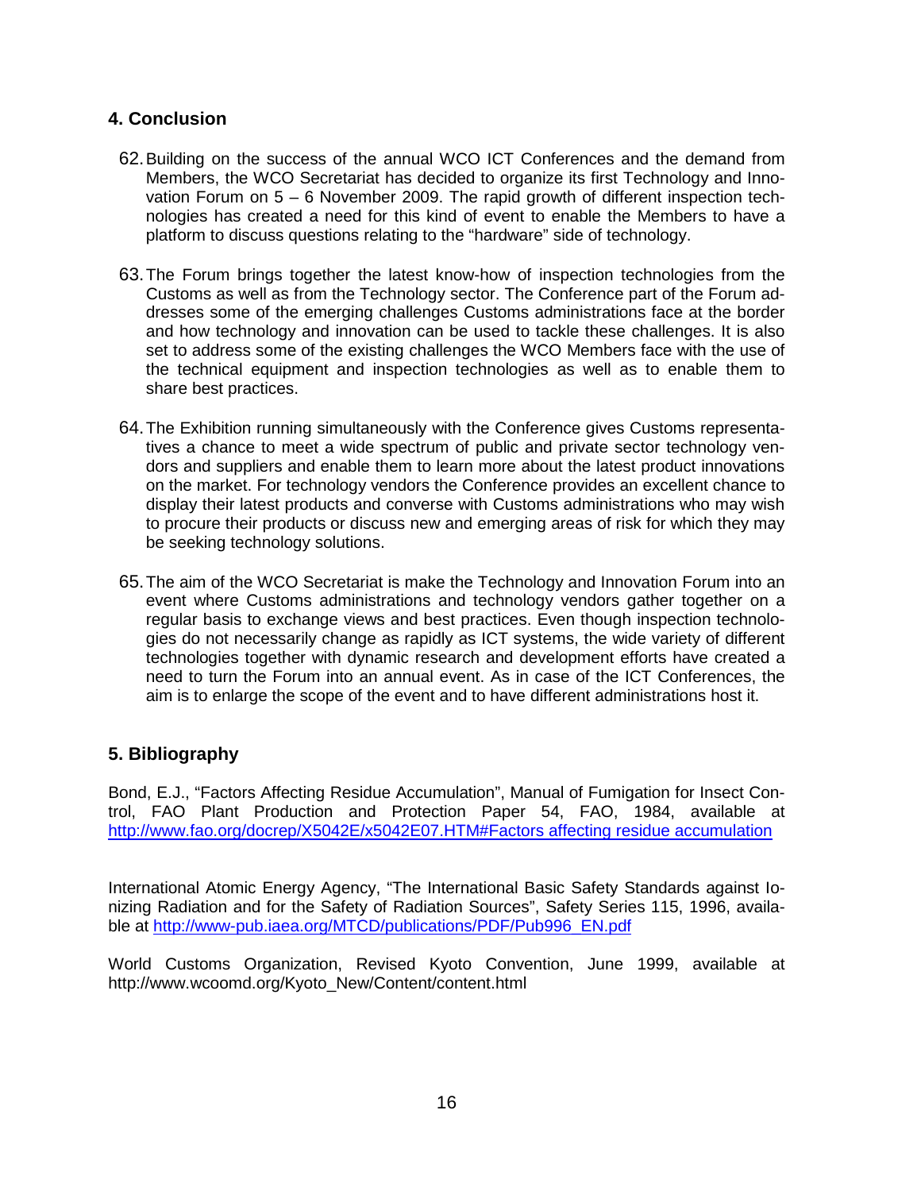## 4. Conclusion

62. Building on the success of the annual WCO ICT Conferences and the demand from Members, the WCO Secretariat has decided to organize its first Technology and Innovation Forum on 5 – 6 November 2009. The rapid growth of different inspection technologies has created a need for this kind of event to enable the Members to have a platform to discuss questions relating to the "hardware" side of technology.

63. The Forum brings together the latest know-how of inspection technologies from the Customs as well as from the Technology sector. The Conference part of the Forum addresses some of the emerging challenges Customs administrations face at the border and how technology and innovation can be used to tackle these challenges. It is also set to address some of the existing challenges the WCO Members face with the use of the technical equipment and inspection technologies as well as to enable them to share best practices.

64. The Exhibition running simultaneously with the Conference gives Customs representatives a chance to meet a wide spectrum of public and private sector technology vendors and suppliers and enable them to learn more about the latest product innovations on the market. For technology vendors the Conference provides an excellent chance to display their latest products and converse with Customs administrations who may wish to procure their products or discuss new and emerging areas of risk for which they may be seeking technology solutions.

65. The aim of the WCO Secretariat is make the Technology and Innovation Forum into an event where Customs administrations and technology vendors gather together on a regular basis to exchange views and best practices. Even though inspection technologies do not necessarily change as rapidly as ICT systems, the wide variety of different technologies together with dynamic research and development efforts have created a need to turn the Forum into an annual event. As in case of the ICT Conferences, the aim is to enlarge the scope of the event and to have different administrations host it.

## 5. Bibliography

Bond, E.J., "Factors Affecting Residue Accumulation", Manual of Fumigation for Insect Control, FAO Plant Production and Protection Paper 54, FAO, 1984, available at http://www.fao.org/docrep/X5042E/x5042E07.HTM#Factors affecting residue accumulation

International Atomic Energy Agency, "The International Basic Safety Standards against Ionizing Radiation and for the Safety of Radiation Sources", Safety Series 115, 1996, available at http://www-pub.iaea.org/MTCD/publications/PDF/Pub996_EN.pdf

World Customs Organization, Revised Kyoto Convention, June 1999, available at http://www.wcoomd.org/Kyoto_New/Content/content.html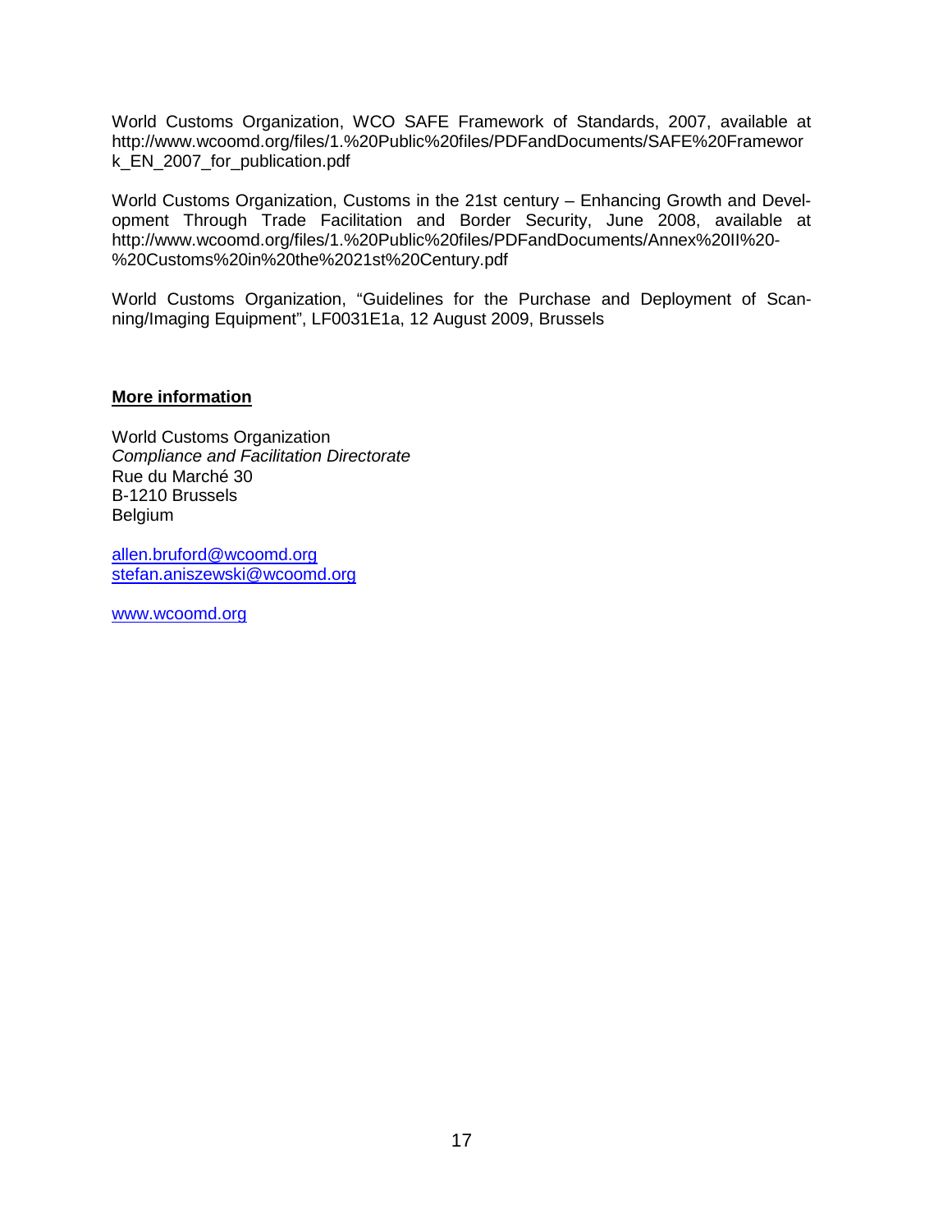World Customs Organization, WCO SAFE Framework of Standards, 2007, available at http://www.wcoomd.org/files/1.%20Public%20files/PDFandDocuments/SAFE%20Framework_EN_2007_for_publication.pdf

World Customs Organization, Customs in the 21st century – Enhancing Growth and Development Through Trade Facilitation and Border Security, June 2008, available at http://www.wcoomd.org/files/1.%20Public%20files/PDFandDocuments/Annex%20II%20-%20Customs%20in%20the%2021st%20Century.pdf

World Customs Organization, "Guidelines for the Purchase and Deployment of Scanning/Imaging Equipment", LF0031E1a, 12 August 2009, Brussels

**More information**

World Customs Organization
*Compliance and Facilitation Directorate*
Rue du Marché 30
B-1210 Brussels
Belgium

allen.bruford@wcoomd.org
stefan.aniszewski@wcoomd.org

www.wcoomd.org